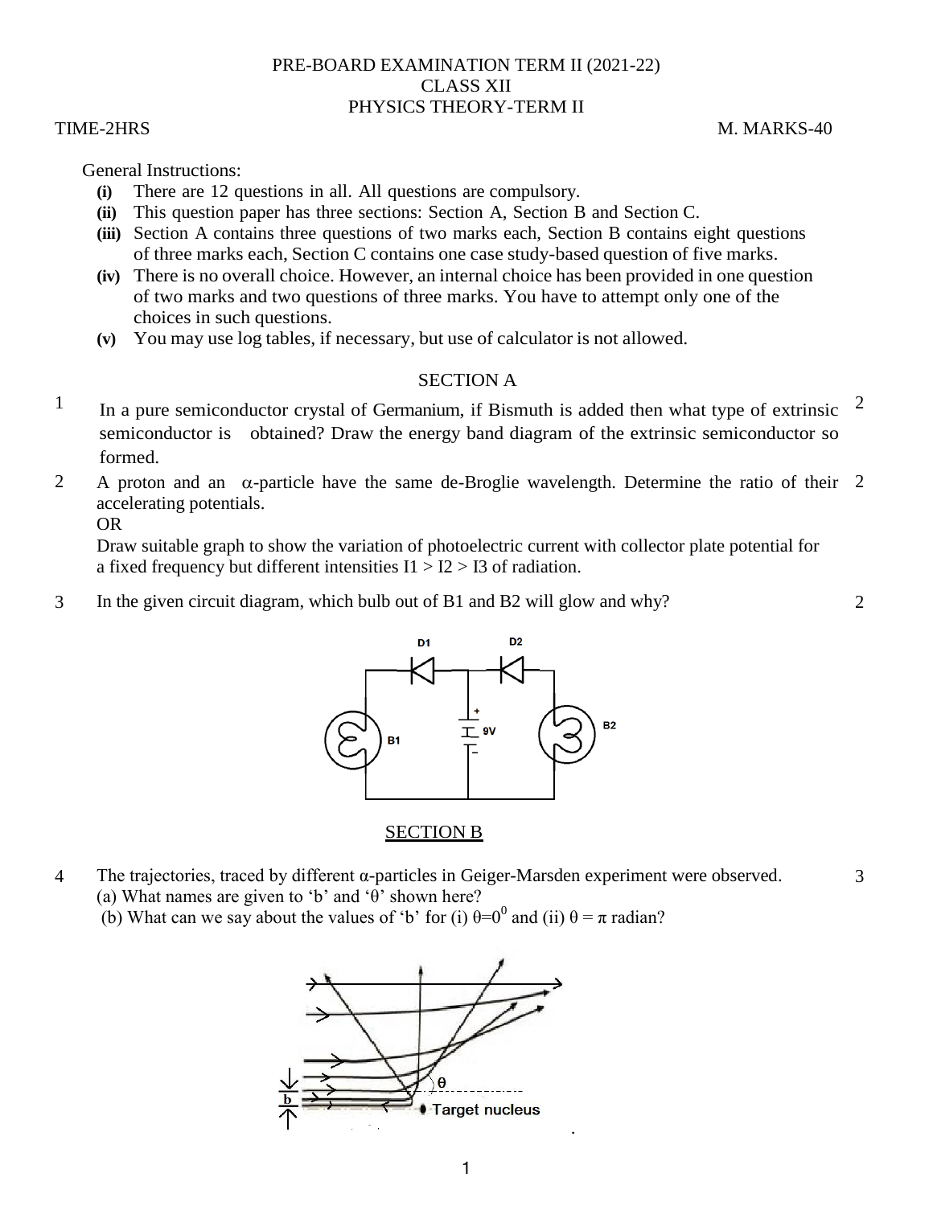# PRE-BOARD EXAMINATION TERM II (2021-22)
## CLASS XII
## PHYSICS THEORY-TERM II

TIME-2HRS M. MARKS-40

General Instructions:

- **(i)** There are 12 questions in all. All questions are compulsory.
- **(ii)** This question paper has three sections: Section A, Section B and Section C.
- **(iii)** Section A contains three questions of two marks each, Section B contains eight questions of three marks each, Section C contains one case study-based question of five marks.
- **(iv)** There is no overall choice. However, an internal choice has been provided in one question of two marks and two questions of three marks. You have to attempt only one of the choices in such questions.
- **(v)** You may use log tables, if necessary, but use of calculator is not allowed.

## SECTION A

1. In a pure semiconductor crystal of Germanium, if Bismuth is added then what type of extrinsic semiconductor is obtained? Draw the energy band diagram of the extrinsic semiconductor so formed. (2)

2. A proton and an $\alpha$-particle have the same de-Broglie wavelength. Determine the ratio of their accelerating potentials. (2)

   OR

   Draw suitable graph to show the variation of photoelectric current with collector plate potential for a fixed frequency but different intensities I1 > I2 > I3 of radiation.

3. In the given circuit diagram, which bulb out of B1 and B2 will glow and why? (2)

   [Circuit diagram: diodes D1 and D2, 9V battery, bulbs B1 and B2]

## SECTION B

4. The trajectories, traced by different α-particles in Geiger-Marsden experiment were observed. (3)

   (a) What names are given to 'b' and 'θ' shown here?

   (b) What can we say about the values of 'b' for (i) $\theta = 0^0$ and (ii) $\theta = \pi$ radian?

   [Figure: trajectories of α-particles near target nucleus, showing b and θ]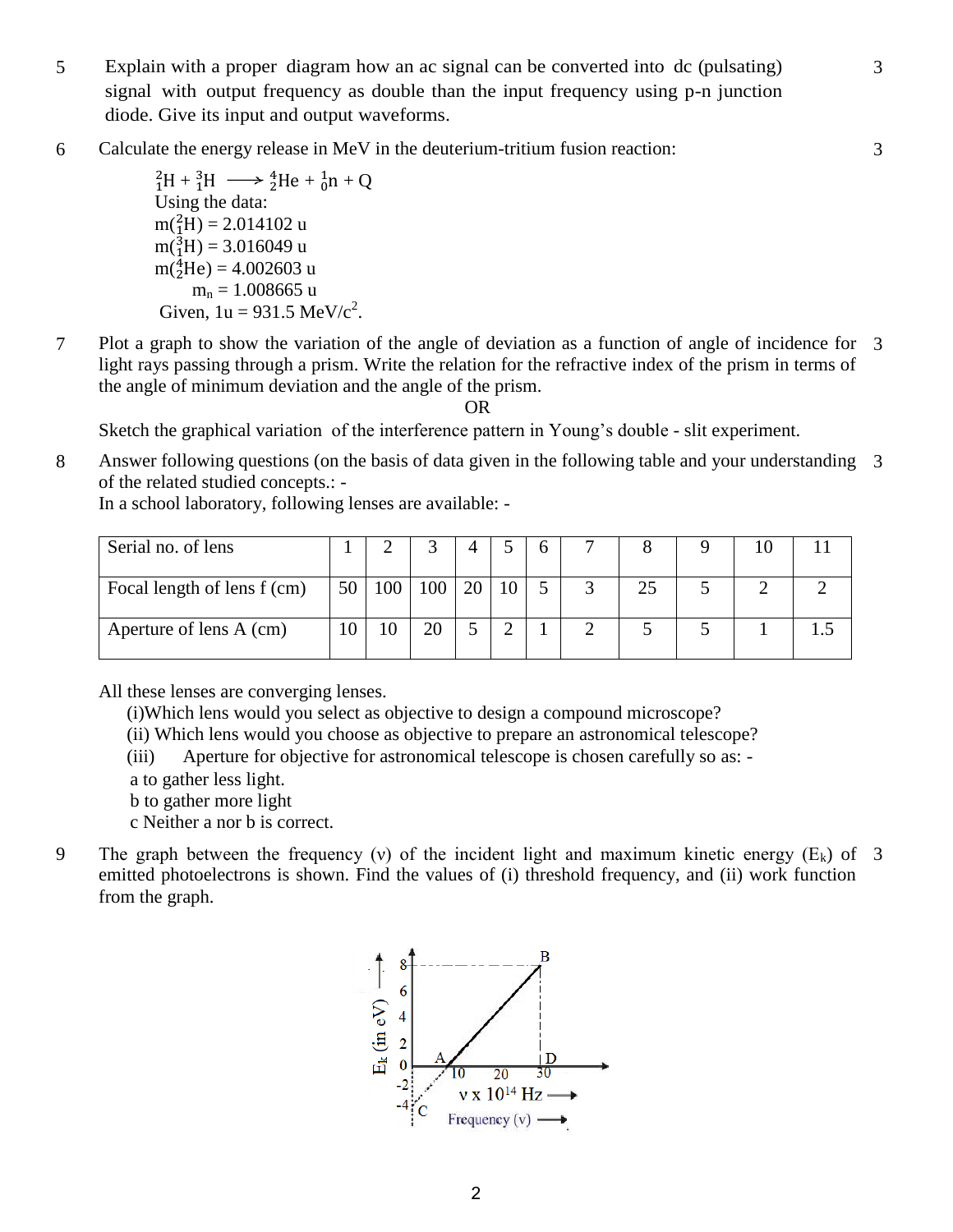5. Explain with a proper diagram how an ac signal can be converted into dc (pulsating) signal with output frequency as double than the input frequency using p-n junction diode. Give its input and output waveforms. **3**

6. Calculate the energy release in MeV in the deuterium-tritium fusion reaction: **3**

   $${}_1^2H + {}_1^3H \longrightarrow {}_2^4He + {}_0^1n + Q$$

   Using the data:
   $m({}_1^2H) = 2.014102$ u
   $m({}_1^3H) = 3.016049$ u
   $m({}_2^4He) = 4.002603$ u
   $m_n = 1.008665$ u
   Given, $1u = 931.5$ MeV/$c^2$.

7. Plot a graph to show the variation of the angle of deviation as a function of angle of incidence for light rays passing through a prism. Write the relation for the refractive index of the prism in terms of the angle of minimum deviation and the angle of the prism. **3**

   OR

   Sketch the graphical variation of the interference pattern in Young's double - slit experiment.

8. Answer following questions (on the basis of data given in the following table and your understanding of the related studied concepts.: - **3**

   In a school laboratory, following lenses are available: -

| Serial no. of lens | 1 | 2 | 3 | 4 | 5 | 6 | 7 | 8 | 9 | 10 | 11 |
|---|---|---|---|---|---|---|---|---|---|---|---|
| Focal length of lens f (cm) | 50 | 100 | 100 | 20 | 10 | 5 | 3 | 25 | 5 | 2 | 2 |
| Aperture of lens A (cm) | 10 | 10 | 20 | 5 | 2 | 1 | 2 | 5 | 5 | 1 | 1.5 |

   All these lenses are converging lenses.

   (i) Which lens would you select as objective to design a compound microscope?

   (ii) Which lens would you choose as objective to prepare an astronomical telescope?

   (iii) Aperture for objective for astronomical telescope is chosen carefully so as: -

   a to gather less light.

   b to gather more light

   c Neither a nor b is correct.

9. The graph between the frequency ($\nu$) of the incident light and maximum kinetic energy ($E_k$) of emitted photoelectrons is shown. Find the values of (i) threshold frequency, and (ii) work function from the graph. **3**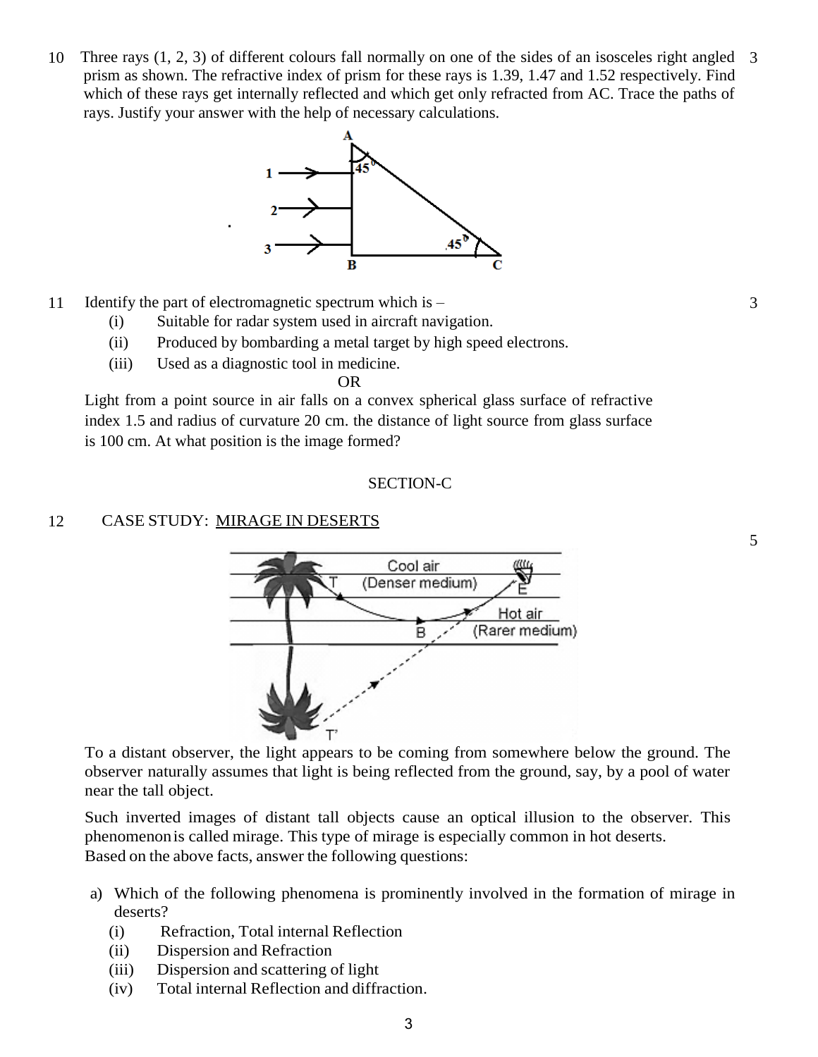10 Three rays (1, 2, 3) of different colours fall normally on one of the sides of an isosceles right angled prism as shown. The refractive index of prism for these rays is 1.39, 1.47 and 1.52 respectively. Find which of these rays get internally reflected and which get only refracted from AC. Trace the paths of rays. Justify your answer with the help of necessary calculations. **3**

11 Identify the part of electromagnetic spectrum which is – **3**

(i) Suitable for radar system used in aircraft navigation.

(ii) Produced by bombarding a metal target by high speed electrons.

(iii) Used as a diagnostic tool in medicine.

OR

Light from a point source in air falls on a convex spherical glass surface of refractive index 1.5 and radius of curvature 20 cm. the distance of light source from glass surface is 100 cm. At what position is the image formed?

## SECTION-C

12 CASE STUDY: MIRAGE IN DESERTS **5**

To a distant observer, the light appears to be coming from somewhere below the ground. The observer naturally assumes that light is being reflected from the ground, say, by a pool of water near the tall object.

Such inverted images of distant tall objects cause an optical illusion to the observer. This phenomenon is called mirage. This type of mirage is especially common in hot deserts.

Based on the above facts, answer the following questions:

a) Which of the following phenomena is prominently involved in the formation of mirage in deserts?

(i) Refraction, Total internal Reflection

(ii) Dispersion and Refraction

(iii) Dispersion and scattering of light

(iv) Total internal Reflection and diffraction.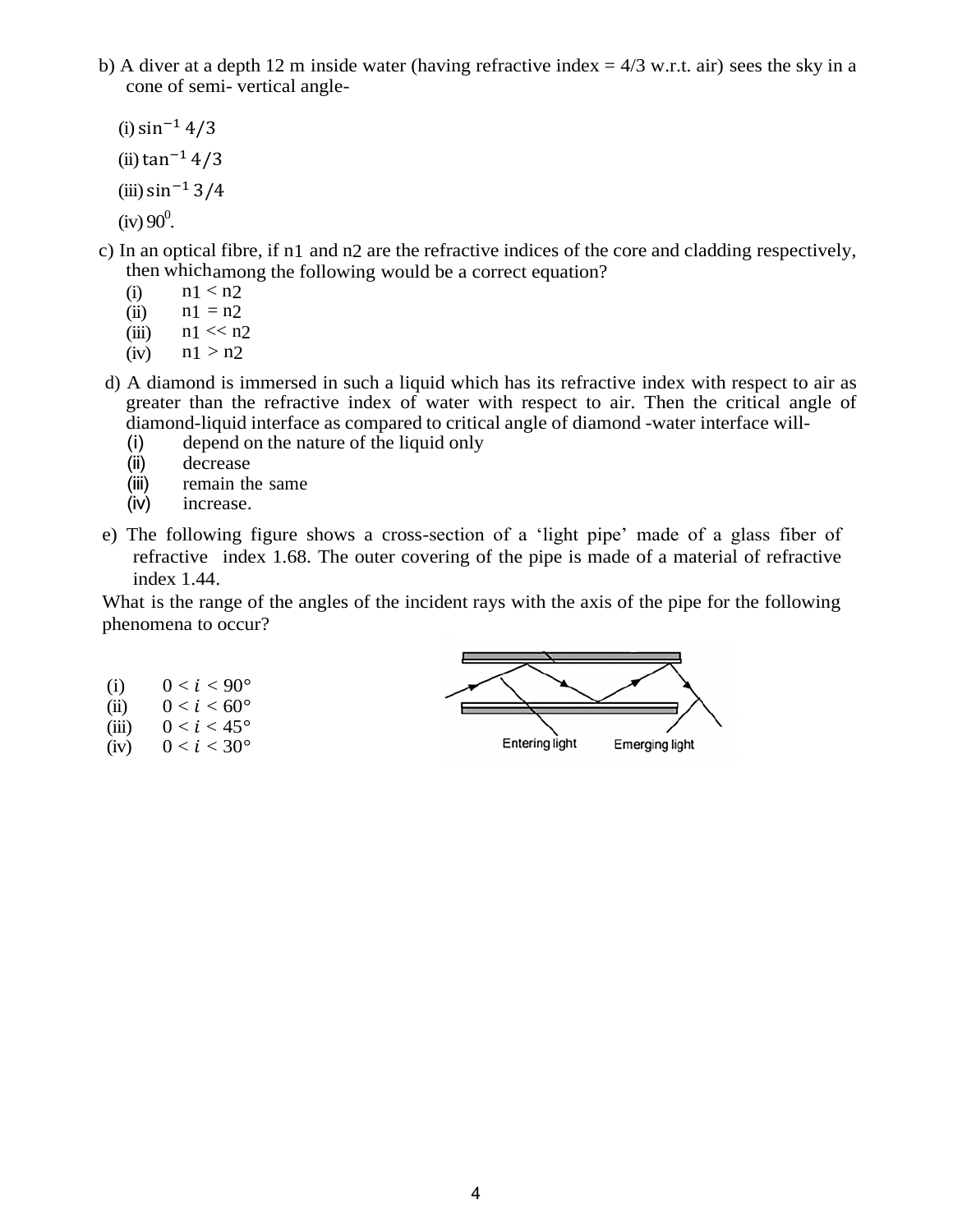b) A diver at a depth 12 m inside water (having refractive index = 4/3 w.r.t. air) sees the sky in a cone of semi- vertical angle-

(i) $\sin^{-1} 4/3$

(ii) $\tan^{-1} 4/3$

(iii) $\sin^{-1} 3/4$

(iv) $90^0$.

c) In an optical fibre, if n1 and n2 are the refractive indices of the core and cladding respectively, then which among the following would be a correct equation?

(i) n1 < n2
(ii) n1 = n2
(iii) n1 << n2
(iv) n1 > n2

d) A diamond is immersed in such a liquid which has its refractive index with respect to air as greater than the refractive index of water with respect to air. Then the critical angle of diamond-liquid interface as compared to critical angle of diamond -water interface will-

(i) depend on the nature of the liquid only
(ii) decrease
(iii) remain the same
(iv) increase.

e) The following figure shows a cross-section of a 'light pipe' made of a glass fiber of refractive index 1.68. The outer covering of the pipe is made of a material of refractive index 1.44.

What is the range of the angles of the incident rays with the axis of the pipe for the following phenomena to occur?

(i) $0 < i < 90°$
(ii) $0 < i < 60°$
(iii) $0 < i < 45°$
(iv) $0 < i < 30°$

Entering light

Emerging light